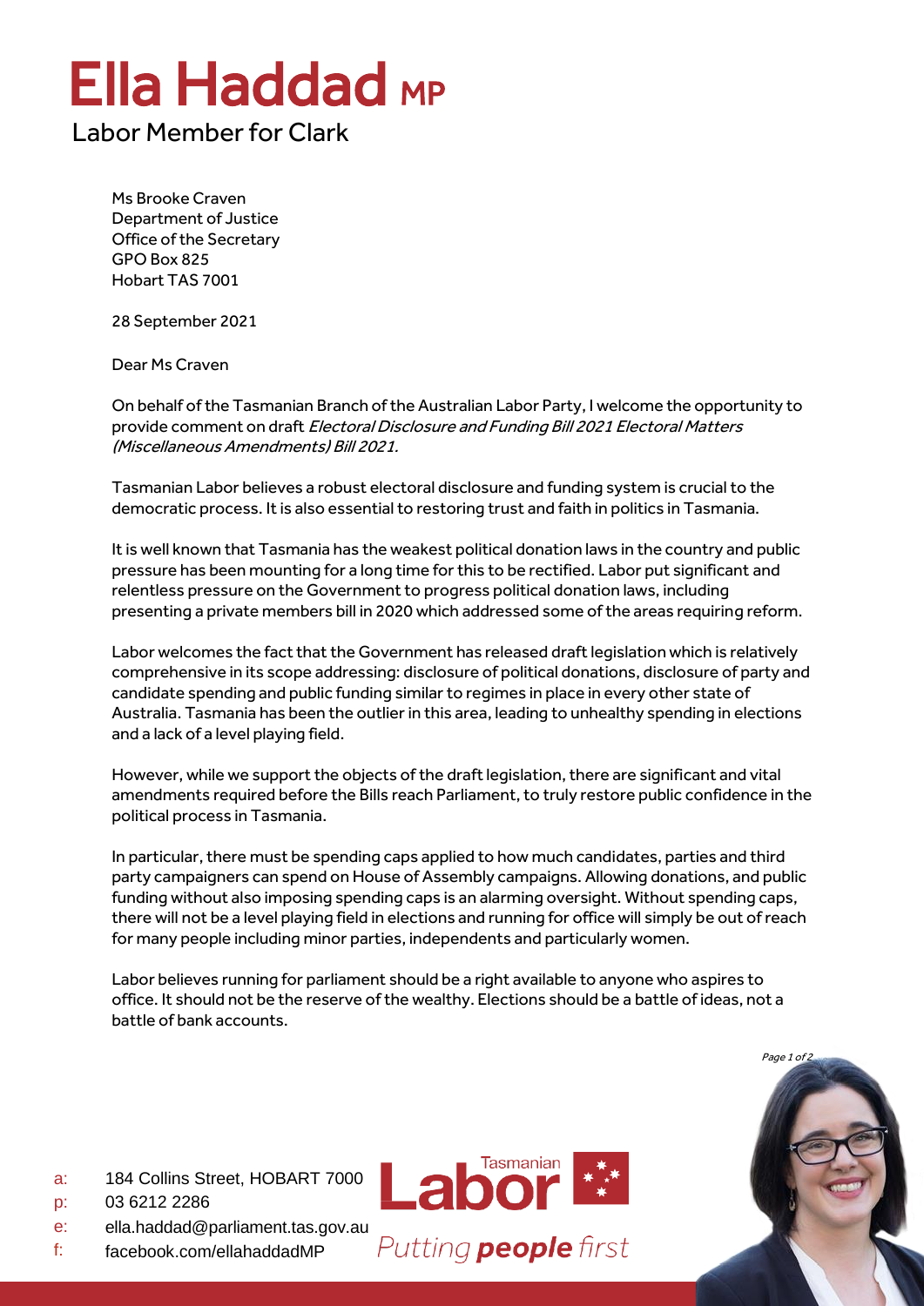# Ella Haddad MP

Labor Member for Clark

Ms Brooke Craven
Department of Justice
Office of the Secretary
GPO Box 825
Hobart TAS 7001

28 September 2021

Dear Ms Craven

On behalf of the Tasmanian Branch of the Australian Labor Party, I welcome the opportunity to provide comment on draft *Electoral Disclosure and Funding Bill 2021 Electoral Matters (Miscellaneous Amendments) Bill 2021.*

Tasmanian Labor believes a robust electoral disclosure and funding system is crucial to the democratic process. It is also essential to restoring trust and faith in politics in Tasmania.

It is well known that Tasmania has the weakest political donation laws in the country and public pressure has been mounting for a long time for this to be rectified. Labor put significant and relentless pressure on the Government to progress political donation laws, including presenting a private members bill in 2020 which addressed some of the areas requiring reform.

Labor welcomes the fact that the Government has released draft legislation which is relatively comprehensive in its scope addressing: disclosure of political donations, disclosure of party and candidate spending and public funding similar to regimes in place in every other state of Australia. Tasmania has been the outlier in this area, leading to unhealthy spending in elections and a lack of a level playing field.

However, while we support the objects of the draft legislation, there are significant and vital amendments required before the Bills reach Parliament, to truly restore public confidence in the political process in Tasmania.

In particular, there must be spending caps applied to how much candidates, parties and third party campaigners can spend on House of Assembly campaigns. Allowing donations, and public funding without also imposing spending caps is an alarming oversight. Without spending caps, there will not be a level playing field in elections and running for office will simply be out of reach for many people including minor parties, independents and particularly women.

Labor believes running for parliament should be a right available to anyone who aspires to office. It should not be the reserve of the wealthy. Elections should be a battle of ideas, not a battle of bank accounts.

a: 184 Collins Street, HOBART 7000
p: 03 6212 2286
e: ella.haddad@parliament.tas.gov.au
f: facebook.com/ellahaddadMP

Tasmanian Labor
*Putting **people** first*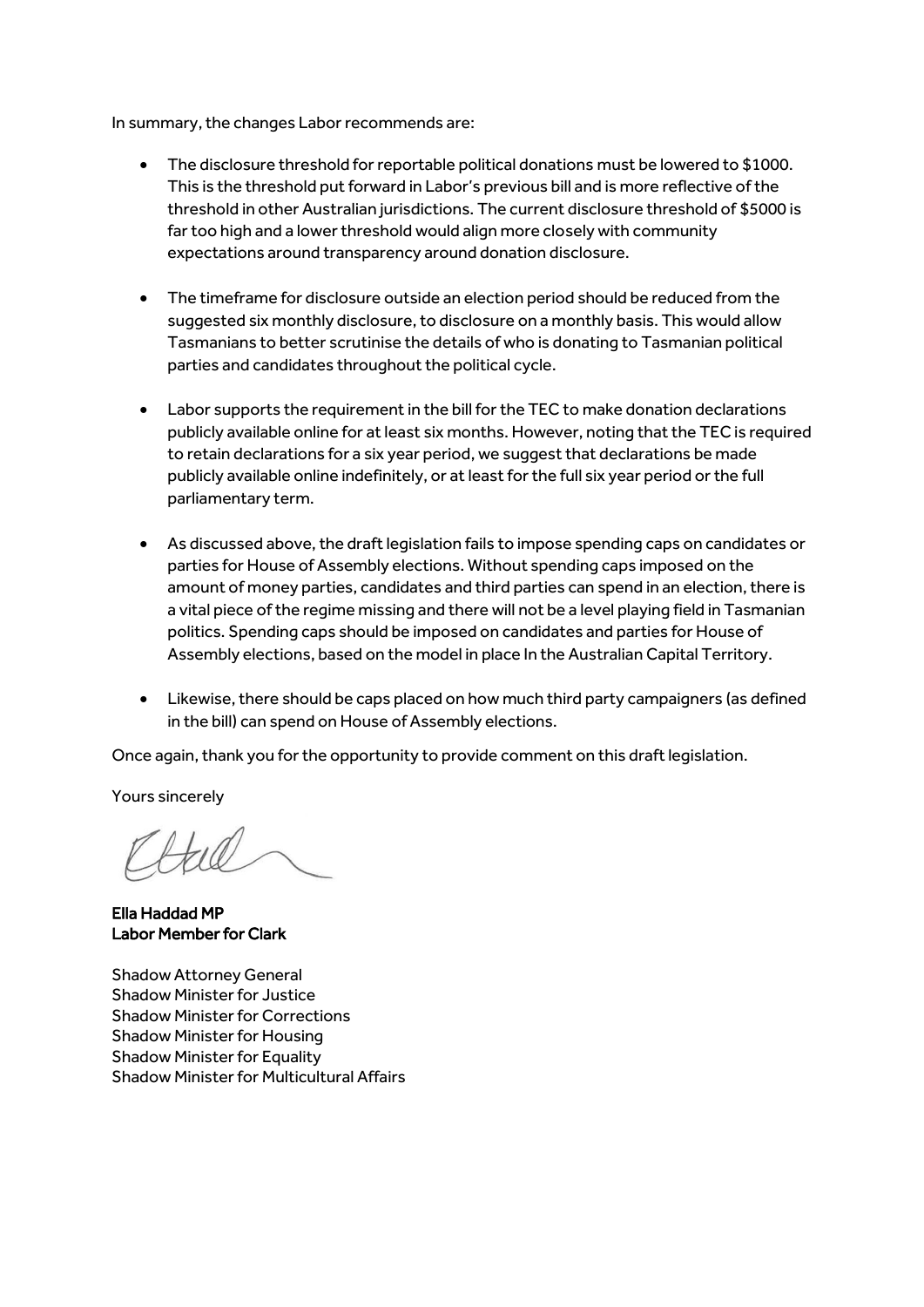In summary, the changes Labor recommends are:

- The disclosure threshold for reportable political donations must be lowered to $1000. This is the threshold put forward in Labor's previous bill and is more reflective of the threshold in other Australian jurisdictions. The current disclosure threshold of $5000 is far too high and a lower threshold would align more closely with community expectations around transparency around donation disclosure.

- The timeframe for disclosure outside an election period should be reduced from the suggested six monthly disclosure, to disclosure on a monthly basis. This would allow Tasmanians to better scrutinise the details of who is donating to Tasmanian political parties and candidates throughout the political cycle.

- Labor supports the requirement in the bill for the TEC to make donation declarations publicly available online for at least six months. However, noting that the TEC is required to retain declarations for a six year period, we suggest that declarations be made publicly available online indefinitely, or at least for the full six year period or the full parliamentary term.

- As discussed above, the draft legislation fails to impose spending caps on candidates or parties for House of Assembly elections. Without spending caps imposed on the amount of money parties, candidates and third parties can spend in an election, there is a vital piece of the regime missing and there will not be a level playing field in Tasmanian politics. Spending caps should be imposed on candidates and parties for House of Assembly elections, based on the model in place In the Australian Capital Territory.

- Likewise, there should be caps placed on how much third party campaigners (as defined in the bill) can spend on House of Assembly elections.

Once again, thank you for the opportunity to provide comment on this draft legislation.

Yours sincerely

**Ella Haddad MP**
**Labor Member for Clark**

Shadow Attorney General
Shadow Minister for Justice
Shadow Minister for Corrections
Shadow Minister for Housing
Shadow Minister for Equality
Shadow Minister for Multicultural Affairs